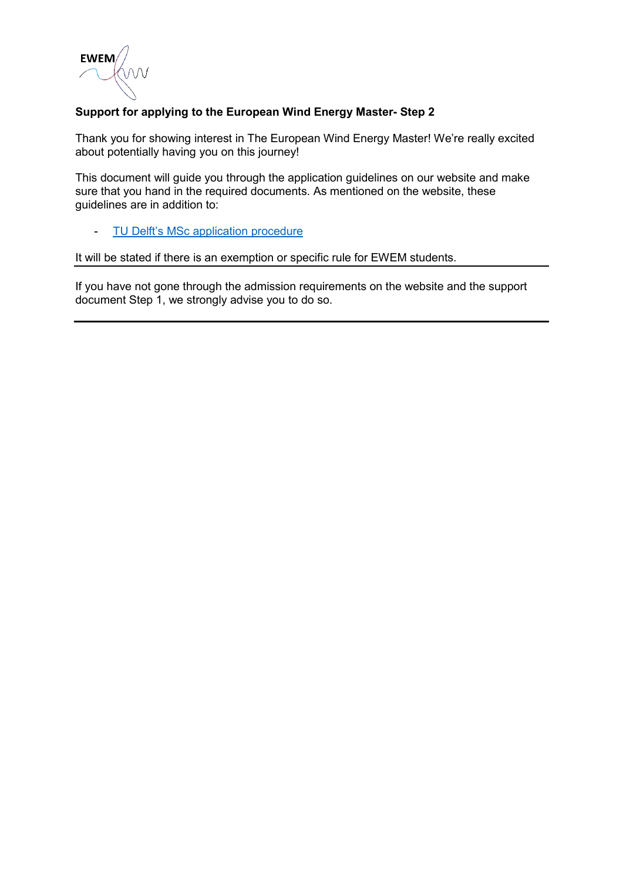EWEM

**Support for applying to the European Wind Energy Master- Step 2**

Thank you for showing interest in The European Wind Energy Master! We're really excited about potentially having you on this journey!

This document will guide you through the application guidelines on our website and make sure that you hand in the required documents. As mentioned on the website, these guidelines are in addition to:

- TU Delft's MSc application procedure

It will be stated if there is an exemption or specific rule for EWEM students.

---

If you have not gone through the admission requirements on the website and the support document Step 1, we strongly advise you to do so.

---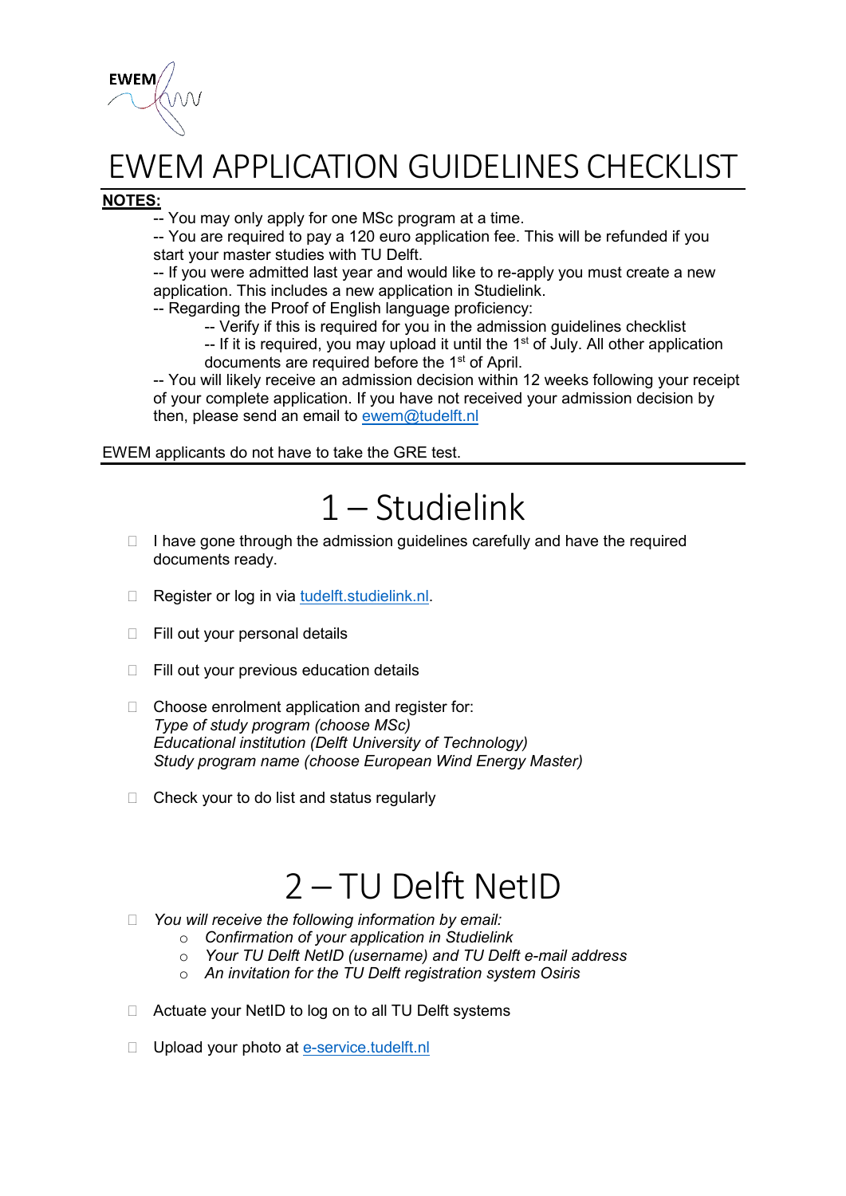# EWEM APPLICATION GUIDELINES CHECKLIST

**NOTES:**

-- You may only apply for one MSc program at a time.

-- You are required to pay a 120 euro application fee. This will be refunded if you start your master studies with TU Delft.

-- If you were admitted last year and would like to re-apply you must create a new application. This includes a new application in Studielink.

-- Regarding the Proof of English language proficiency:

-- Verify if this is required for you in the admission guidelines checklist

-- If it is required, you may upload it until the 1st of July. All other application documents are required before the 1st of April.

-- You will likely receive an admission decision within 12 weeks following your receipt of your complete application. If you have not received your admission decision by then, please send an email to [ewem@tudelft.nl](mailto:ewem@tudelft.nl)

EWEM applicants do not have to take the GRE test.

# 1 – Studielink

- [ ] I have gone through the admission guidelines carefully and have the required documents ready.
- [ ] Register or log in via [tudelft.studielink.nl](https://tudelft.studielink.nl).
- [ ] Fill out your personal details
- [ ] Fill out your previous education details
- [ ] Choose enrolment application and register for:
  *Type of study program (choose MSc)*
  *Educational institution (Delft University of Technology)*
  *Study program name (choose European Wind Energy Master)*
- [ ] Check your to do list and status regularly

# 2 – TU Delft NetID

- [ ] *You will receive the following information by email:*
  - *Confirmation of your application in Studielink*
  - *Your TU Delft NetID (username) and TU Delft e-mail address*
  - *An invitation for the TU Delft registration system Osiris*
- [ ] Actuate your NetID to log on to all TU Delft systems
- [ ] Upload your photo at [e-service.tudelft.nl](https://e-service.tudelft.nl)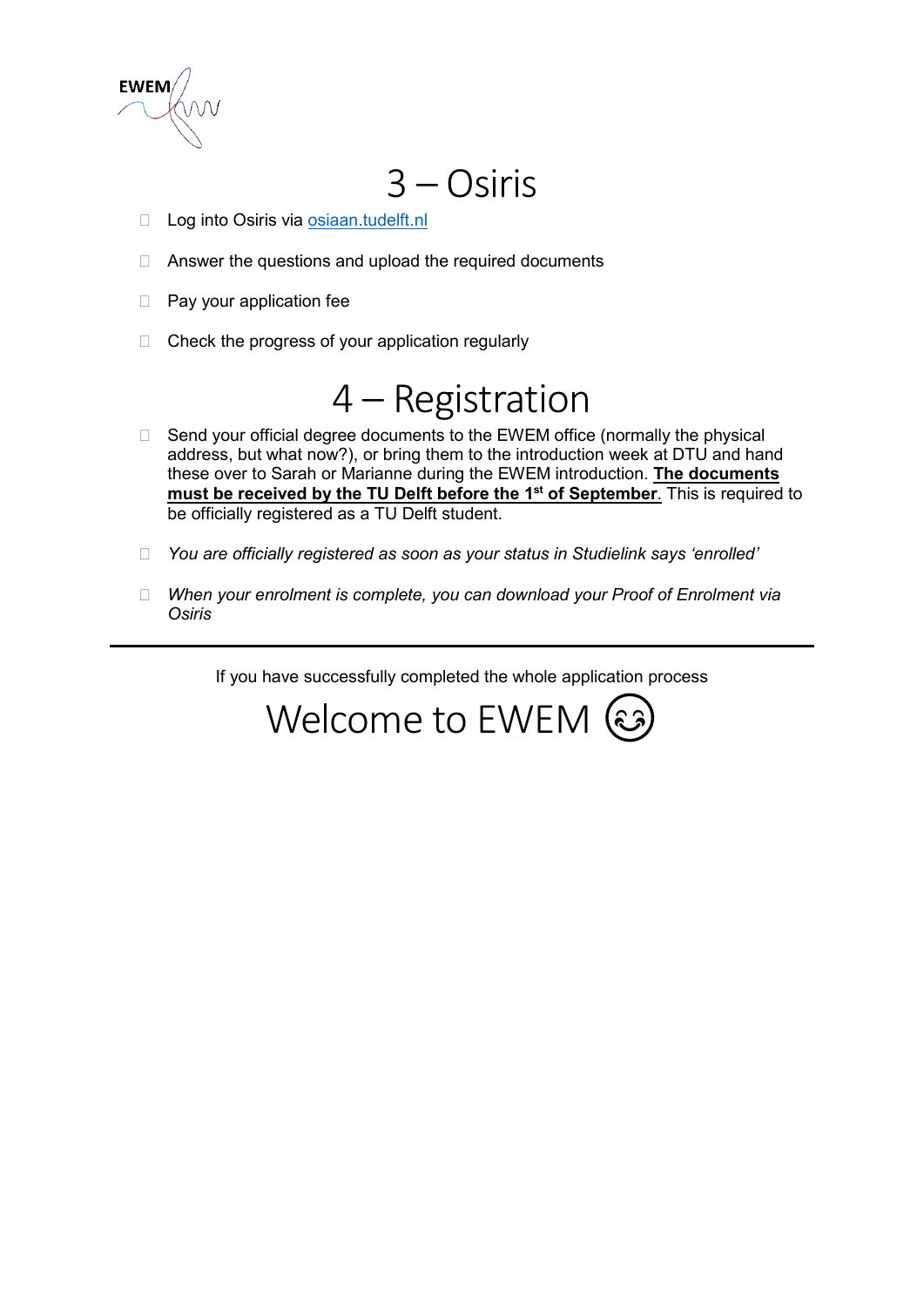# 3 – Osiris

- Log into Osiris via [osiaan.tudelft.nl](osiaan.tudelft.nl)
- Answer the questions and upload the required documents
- Pay your application fee
- Check the progress of your application regularly

# 4 – Registration

- Send your official degree documents to the EWEM office (normally the physical address, but what now?), or bring them to the introduction week at DTU and hand these over to Sarah or Marianne during the EWEM introduction. **The documents must be received by the TU Delft before the 1st of September**. This is required to be officially registered as a TU Delft student.
- *You are officially registered as soon as your status in Studielink says 'enrolled'*
- *When your enrolment is complete, you can download your Proof of Enrolment via Osiris*

---

If you have successfully completed the whole application process

Welcome to EWEM 😊